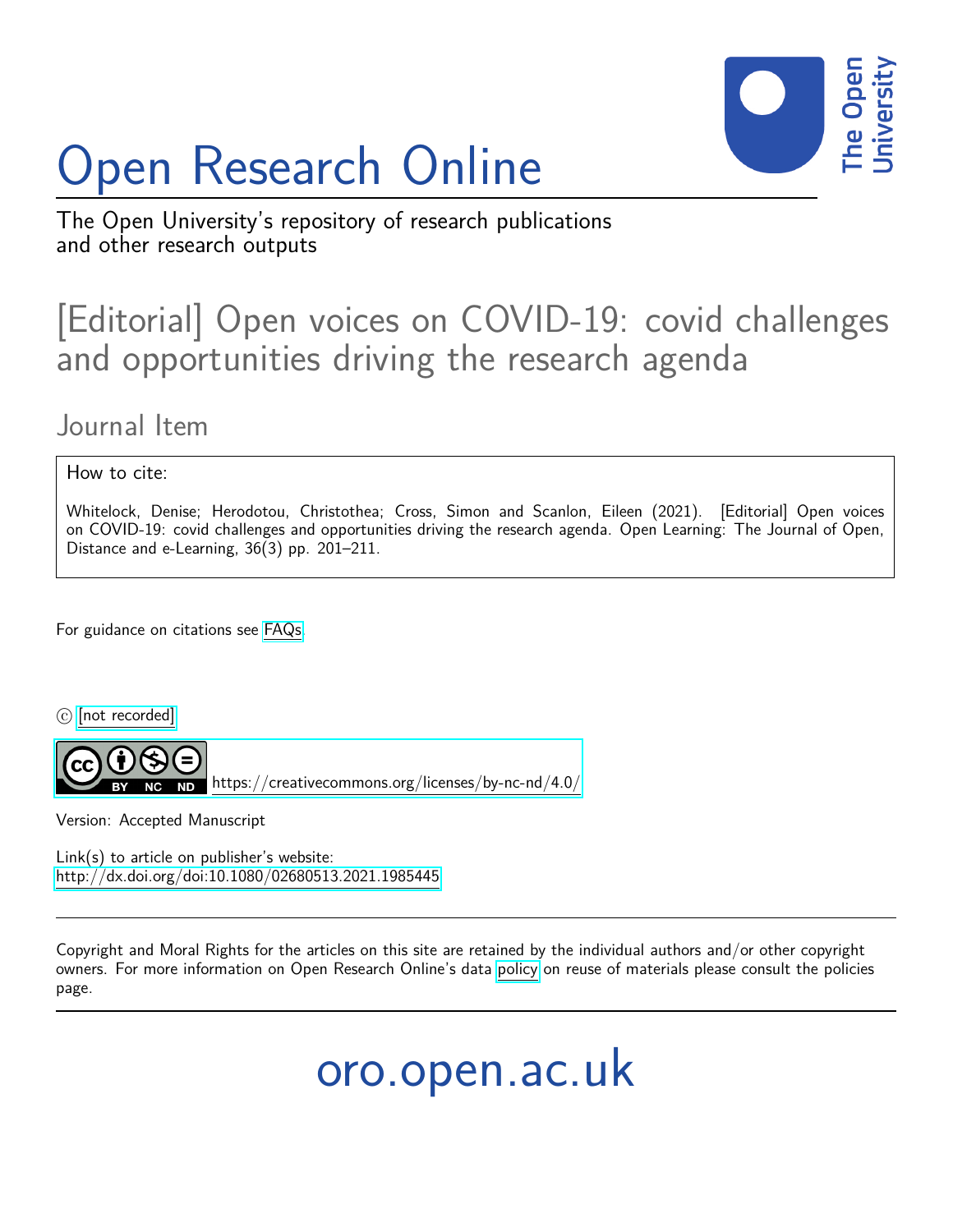# Open Research Online

The Open University's repository of research publications and other research outputs

## [Editorial] Open voices on COVID-19: covid challenges and opportunities driving the research agenda

### Journal Item

How to cite:

Whitelock, Denise; Herodotou, Christothea; Cross, Simon and Scanlon, Eileen (2021). [Editorial] Open voices on COVID-19: covid challenges and opportunities driving the research agenda. Open Learning: The Journal of Open, Distance and e-Learning, 36(3) pp. 201–211.

For guidance on citations see FAQs.

© [not recorded]

https://creativecommons.org/licenses/by-nc-nd/4.0/

Version: Accepted Manuscript

Link(s) to article on publisher's website:
http://dx.doi.org/doi:10.1080/02680513.2021.1985445

Copyright and Moral Rights for the articles on this site are retained by the individual authors and/or other copyright owners. For more information on Open Research Online's data policy on reuse of materials please consult the policies page.

oro.open.ac.uk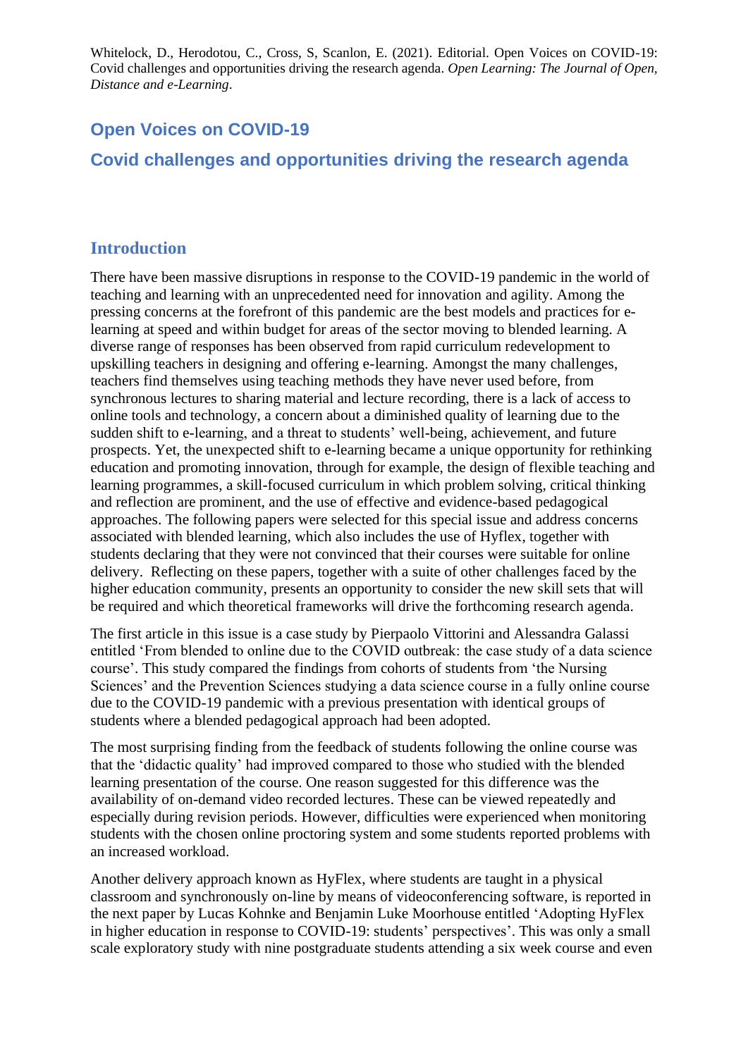Whitelock, D., Herodotou, C., Cross, S, Scanlon, E. (2021). Editorial. Open Voices on COVID-19: Covid challenges and opportunities driving the research agenda. *Open Learning: The Journal of Open, Distance and e-Learning*.

# Open Voices on COVID-19

# Covid challenges and opportunities driving the research agenda

## Introduction

There have been massive disruptions in response to the COVID-19 pandemic in the world of teaching and learning with an unprecedented need for innovation and agility. Among the pressing concerns at the forefront of this pandemic are the best models and practices for e-learning at speed and within budget for areas of the sector moving to blended learning. A diverse range of responses has been observed from rapid curriculum redevelopment to upskilling teachers in designing and offering e-learning. Amongst the many challenges, teachers find themselves using teaching methods they have never used before, from synchronous lectures to sharing material and lecture recording, there is a lack of access to online tools and technology, a concern about a diminished quality of learning due to the sudden shift to e-learning, and a threat to students' well-being, achievement, and future prospects. Yet, the unexpected shift to e-learning became a unique opportunity for rethinking education and promoting innovation, through for example, the design of flexible teaching and learning programmes, a skill-focused curriculum in which problem solving, critical thinking and reflection are prominent, and the use of effective and evidence-based pedagogical approaches. The following papers were selected for this special issue and address concerns associated with blended learning, which also includes the use of Hyflex, together with students declaring that they were not convinced that their courses were suitable for online delivery. Reflecting on these papers, together with a suite of other challenges faced by the higher education community, presents an opportunity to consider the new skill sets that will be required and which theoretical frameworks will drive the forthcoming research agenda.

The first article in this issue is a case study by Pierpaolo Vittorini and Alessandra Galassi entitled 'From blended to online due to the COVID outbreak: the case study of a data science course'. This study compared the findings from cohorts of students from 'the Nursing Sciences' and the Prevention Sciences studying a data science course in a fully online course due to the COVID-19 pandemic with a previous presentation with identical groups of students where a blended pedagogical approach had been adopted.

The most surprising finding from the feedback of students following the online course was that the 'didactic quality' had improved compared to those who studied with the blended learning presentation of the course. One reason suggested for this difference was the availability of on-demand video recorded lectures. These can be viewed repeatedly and especially during revision periods. However, difficulties were experienced when monitoring students with the chosen online proctoring system and some students reported problems with an increased workload.

Another delivery approach known as HyFlex, where students are taught in a physical classroom and synchronously on-line by means of videoconferencing software, is reported in the next paper by Lucas Kohnke and Benjamin Luke Moorhouse entitled 'Adopting HyFlex in higher education in response to COVID-19: students' perspectives'. This was only a small scale exploratory study with nine postgraduate students attending a six week course and even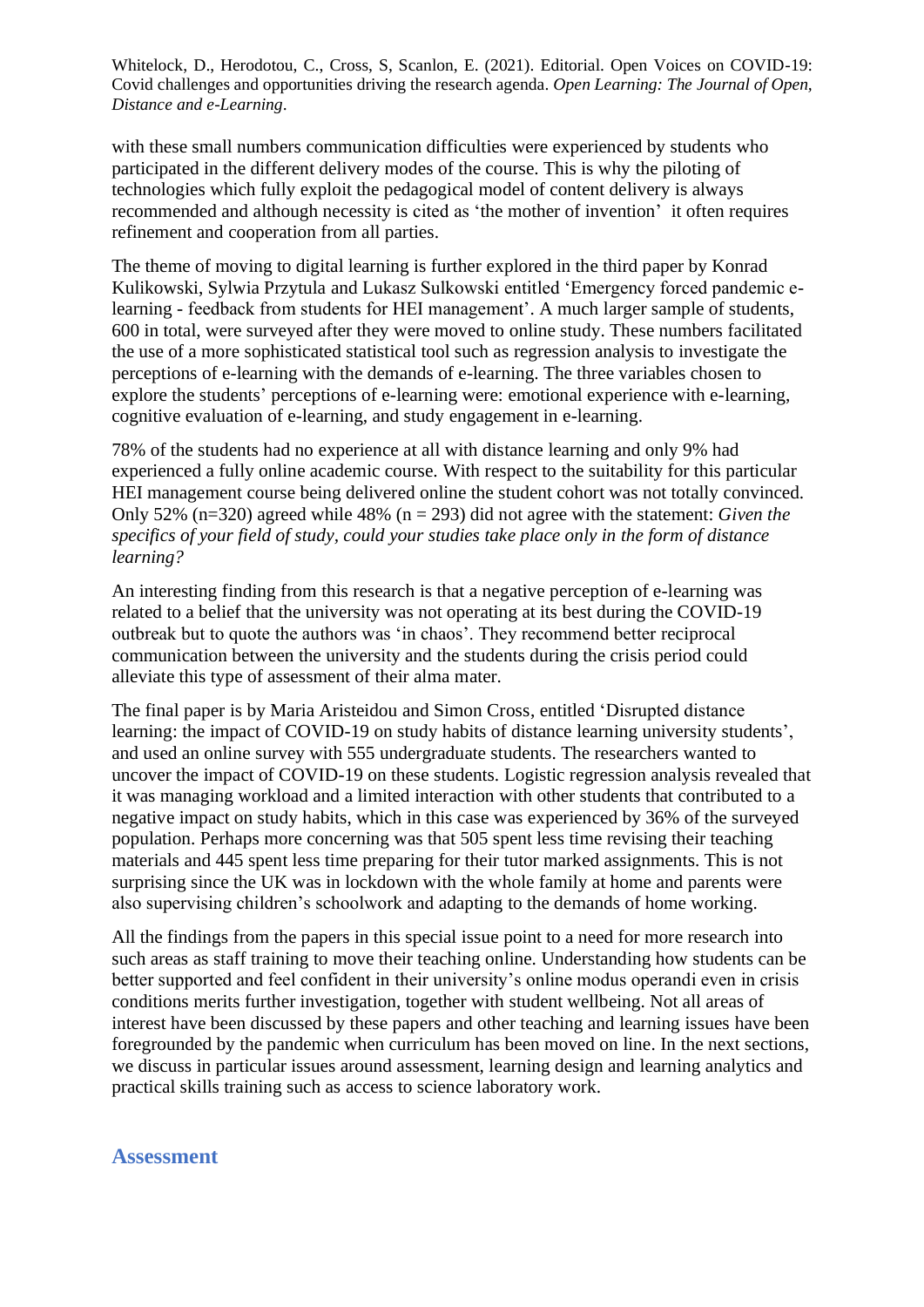with these small numbers communication difficulties were experienced by students who participated in the different delivery modes of the course. This is why the piloting of technologies which fully exploit the pedagogical model of content delivery is always recommended and although necessity is cited as 'the mother of invention' it often requires refinement and cooperation from all parties.

The theme of moving to digital learning is further explored in the third paper by Konrad Kulikowski, Sylwia Przytula and Lukasz Sulkowski entitled 'Emergency forced pandemic e-learning - feedback from students for HEI management'. A much larger sample of students, 600 in total, were surveyed after they were moved to online study. These numbers facilitated the use of a more sophisticated statistical tool such as regression analysis to investigate the perceptions of e-learning with the demands of e-learning. The three variables chosen to explore the students' perceptions of e-learning were: emotional experience with e-learning, cognitive evaluation of e-learning, and study engagement in e-learning.

78% of the students had no experience at all with distance learning and only 9% had experienced a fully online academic course. With respect to the suitability for this particular HEI management course being delivered online the student cohort was not totally convinced. Only 52% (n=320) agreed while 48% (n = 293) did not agree with the statement: *Given the specifics of your field of study, could your studies take place only in the form of distance learning?*

An interesting finding from this research is that a negative perception of e-learning was related to a belief that the university was not operating at its best during the COVID-19 outbreak but to quote the authors was 'in chaos'. They recommend better reciprocal communication between the university and the students during the crisis period could alleviate this type of assessment of their alma mater.

The final paper is by Maria Aristeidou and Simon Cross, entitled 'Disrupted distance learning: the impact of COVID-19 on study habits of distance learning university students', and used an online survey with 555 undergraduate students. The researchers wanted to uncover the impact of COVID-19 on these students. Logistic regression analysis revealed that it was managing workload and a limited interaction with other students that contributed to a negative impact on study habits, which in this case was experienced by 36% of the surveyed population. Perhaps more concerning was that 505 spent less time revising their teaching materials and 445 spent less time preparing for their tutor marked assignments. This is not surprising since the UK was in lockdown with the whole family at home and parents were also supervising children's schoolwork and adapting to the demands of home working.

All the findings from the papers in this special issue point to a need for more research into such areas as staff training to move their teaching online. Understanding how students can be better supported and feel confident in their university's online modus operandi even in crisis conditions merits further investigation, together with student wellbeing. Not all areas of interest have been discussed by these papers and other teaching and learning issues have been foregrounded by the pandemic when curriculum has been moved on line. In the next sections, we discuss in particular issues around assessment, learning design and learning analytics and practical skills training such as access to science laboratory work.

## Assessment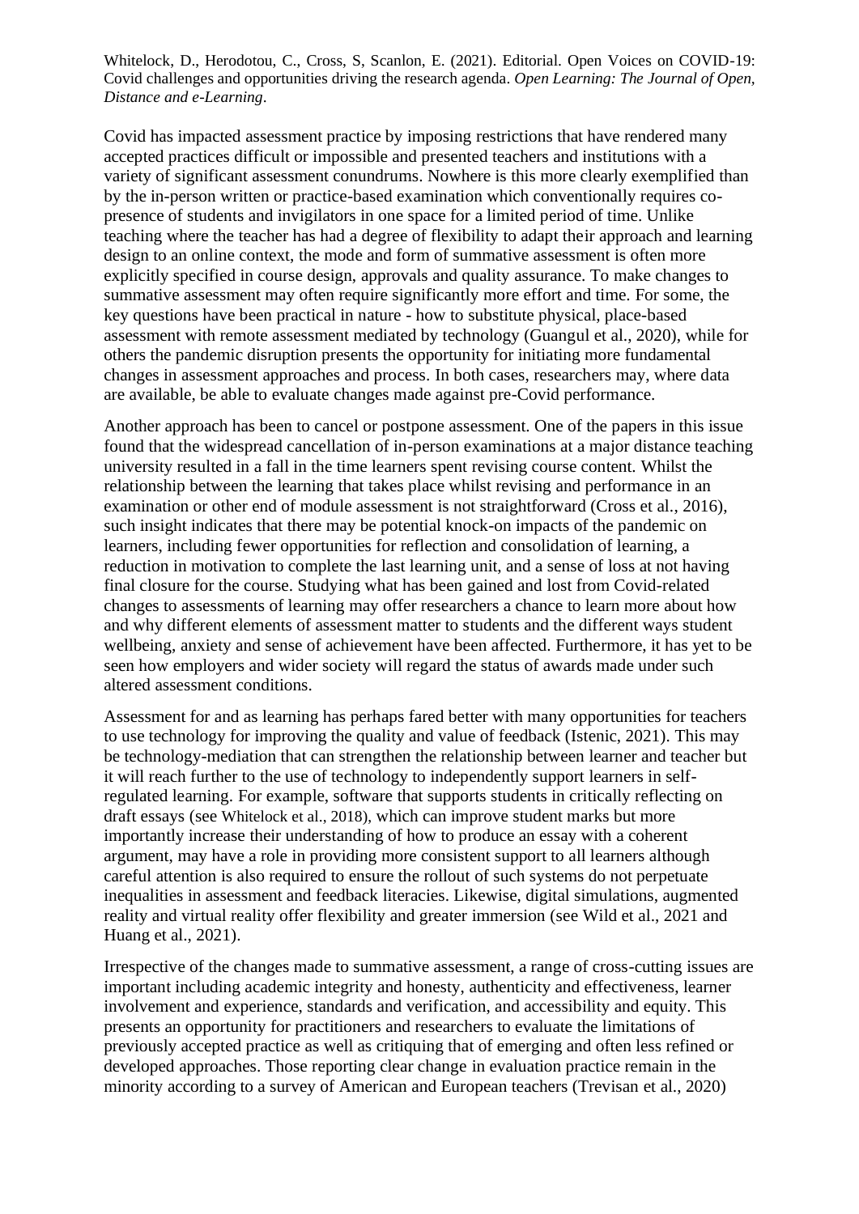Covid has impacted assessment practice by imposing restrictions that have rendered many accepted practices difficult or impossible and presented teachers and institutions with a variety of significant assessment conundrums. Nowhere is this more clearly exemplified than by the in-person written or practice-based examination which conventionally requires co-presence of students and invigilators in one space for a limited period of time. Unlike teaching where the teacher has had a degree of flexibility to adapt their approach and learning design to an online context, the mode and form of summative assessment is often more explicitly specified in course design, approvals and quality assurance. To make changes to summative assessment may often require significantly more effort and time. For some, the key questions have been practical in nature - how to substitute physical, place-based assessment with remote assessment mediated by technology (Guangul et al., 2020), while for others the pandemic disruption presents the opportunity for initiating more fundamental changes in assessment approaches and process. In both cases, researchers may, where data are available, be able to evaluate changes made against pre-Covid performance.

Another approach has been to cancel or postpone assessment. One of the papers in this issue found that the widespread cancellation of in-person examinations at a major distance teaching university resulted in a fall in the time learners spent revising course content. Whilst the relationship between the learning that takes place whilst revising and performance in an examination or other end of module assessment is not straightforward (Cross et al., 2016), such insight indicates that there may be potential knock-on impacts of the pandemic on learners, including fewer opportunities for reflection and consolidation of learning, a reduction in motivation to complete the last learning unit, and a sense of loss at not having final closure for the course. Studying what has been gained and lost from Covid-related changes to assessments of learning may offer researchers a chance to learn more about how and why different elements of assessment matter to students and the different ways student wellbeing, anxiety and sense of achievement have been affected. Furthermore, it has yet to be seen how employers and wider society will regard the status of awards made under such altered assessment conditions.

Assessment for and as learning has perhaps fared better with many opportunities for teachers to use technology for improving the quality and value of feedback (Istenic, 2021). This may be technology-mediation that can strengthen the relationship between learner and teacher but it will reach further to the use of technology to independently support learners in self-regulated learning. For example, software that supports students in critically reflecting on draft essays (see Whitelock et al., 2018), which can improve student marks but more importantly increase their understanding of how to produce an essay with a coherent argument, may have a role in providing more consistent support to all learners although careful attention is also required to ensure the rollout of such systems do not perpetuate inequalities in assessment and feedback literacies. Likewise, digital simulations, augmented reality and virtual reality offer flexibility and greater immersion (see Wild et al., 2021 and Huang et al., 2021).

Irrespective of the changes made to summative assessment, a range of cross-cutting issues are important including academic integrity and honesty, authenticity and effectiveness, learner involvement and experience, standards and verification, and accessibility and equity. This presents an opportunity for practitioners and researchers to evaluate the limitations of previously accepted practice as well as critiquing that of emerging and often less refined or developed approaches. Those reporting clear change in evaluation practice remain in the minority according to a survey of American and European teachers (Trevisan et al., 2020)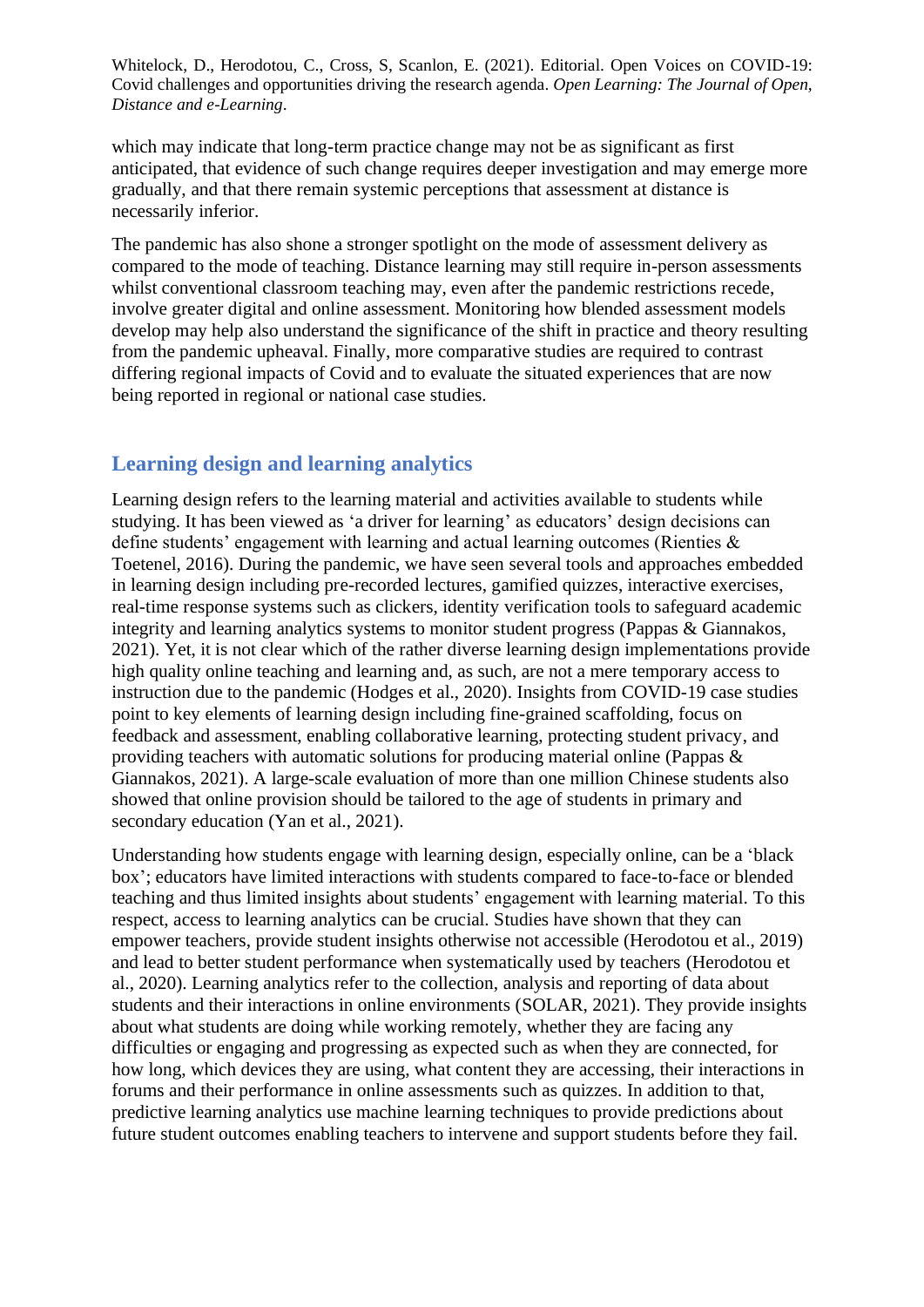which may indicate that long-term practice change may not be as significant as first anticipated, that evidence of such change requires deeper investigation and may emerge more gradually, and that there remain systemic perceptions that assessment at distance is necessarily inferior.

The pandemic has also shone a stronger spotlight on the mode of assessment delivery as compared to the mode of teaching. Distance learning may still require in-person assessments whilst conventional classroom teaching may, even after the pandemic restrictions recede, involve greater digital and online assessment. Monitoring how blended assessment models develop may help also understand the significance of the shift in practice and theory resulting from the pandemic upheaval. Finally, more comparative studies are required to contrast differing regional impacts of Covid and to evaluate the situated experiences that are now being reported in regional or national case studies.

## Learning design and learning analytics

Learning design refers to the learning material and activities available to students while studying. It has been viewed as 'a driver for learning' as educators' design decisions can define students' engagement with learning and actual learning outcomes (Rienties & Toetenel, 2016). During the pandemic, we have seen several tools and approaches embedded in learning design including pre-recorded lectures, gamified quizzes, interactive exercises, real-time response systems such as clickers, identity verification tools to safeguard academic integrity and learning analytics systems to monitor student progress (Pappas & Giannakos, 2021). Yet, it is not clear which of the rather diverse learning design implementations provide high quality online teaching and learning and, as such, are not a mere temporary access to instruction due to the pandemic (Hodges et al., 2020). Insights from COVID-19 case studies point to key elements of learning design including fine-grained scaffolding, focus on feedback and assessment, enabling collaborative learning, protecting student privacy, and providing teachers with automatic solutions for producing material online (Pappas & Giannakos, 2021). A large-scale evaluation of more than one million Chinese students also showed that online provision should be tailored to the age of students in primary and secondary education (Yan et al., 2021).

Understanding how students engage with learning design, especially online, can be a 'black box'; educators have limited interactions with students compared to face-to-face or blended teaching and thus limited insights about students' engagement with learning material. To this respect, access to learning analytics can be crucial. Studies have shown that they can empower teachers, provide student insights otherwise not accessible (Herodotou et al., 2019) and lead to better student performance when systematically used by teachers (Herodotou et al., 2020). Learning analytics refer to the collection, analysis and reporting of data about students and their interactions in online environments (SOLAR, 2021). They provide insights about what students are doing while working remotely, whether they are facing any difficulties or engaging and progressing as expected such as when they are connected, for how long, which devices they are using, what content they are accessing, their interactions in forums and their performance in online assessments such as quizzes. In addition to that, predictive learning analytics use machine learning techniques to provide predictions about future student outcomes enabling teachers to intervene and support students before they fail.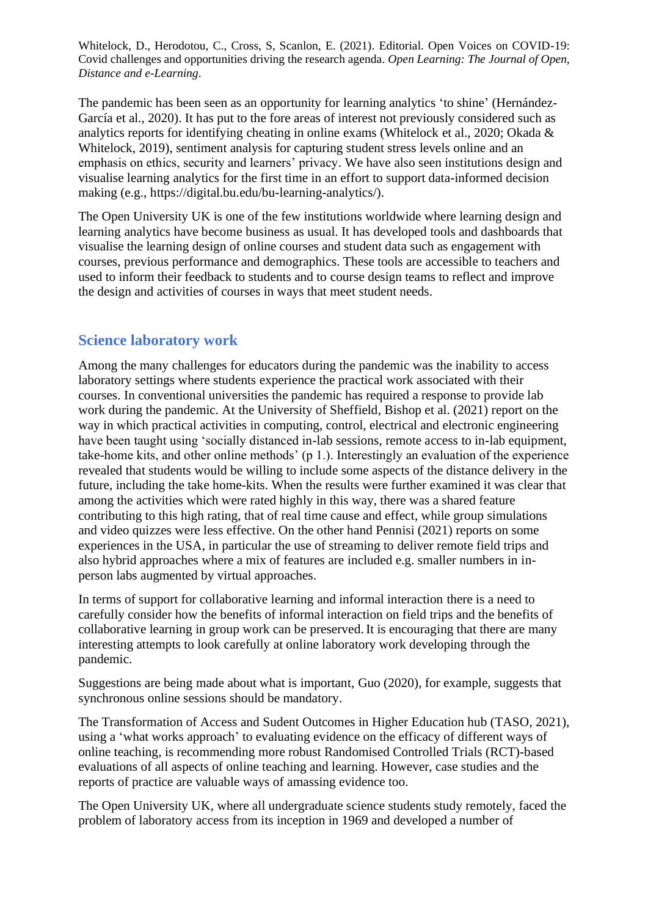The pandemic has been seen as an opportunity for learning analytics 'to shine' (Hernández-García et al., 2020). It has put to the fore areas of interest not previously considered such as analytics reports for identifying cheating in online exams (Whitelock et al., 2020; Okada & Whitelock, 2019), sentiment analysis for capturing student stress levels online and an emphasis on ethics, security and learners' privacy. We have also seen institutions design and visualise learning analytics for the first time in an effort to support data-informed decision making (e.g., https://digital.bu.edu/bu-learning-analytics/).

The Open University UK is one of the few institutions worldwide where learning design and learning analytics have become business as usual. It has developed tools and dashboards that visualise the learning design of online courses and student data such as engagement with courses, previous performance and demographics. These tools are accessible to teachers and used to inform their feedback to students and to course design teams to reflect and improve the design and activities of courses in ways that meet student needs.

## Science laboratory work

Among the many challenges for educators during the pandemic was the inability to access laboratory settings where students experience the practical work associated with their courses. In conventional universities the pandemic has required a response to provide lab work during the pandemic. At the University of Sheffield, Bishop et al. (2021) report on the way in which practical activities in computing, control, electrical and electronic engineering have been taught using 'socially distanced in-lab sessions, remote access to in-lab equipment, take-home kits, and other online methods' (p 1.). Interestingly an evaluation of the experience revealed that students would be willing to include some aspects of the distance delivery in the future, including the take home-kits. When the results were further examined it was clear that among the activities which were rated highly in this way, there was a shared feature contributing to this high rating, that of real time cause and effect, while group simulations and video quizzes were less effective. On the other hand Pennisi (2021) reports on some experiences in the USA, in particular the use of streaming to deliver remote field trips and also hybrid approaches where a mix of features are included e.g. smaller numbers in in-person labs augmented by virtual approaches.

In terms of support for collaborative learning and informal interaction there is a need to carefully consider how the benefits of informal interaction on field trips and the benefits of collaborative learning in group work can be preserved. It is encouraging that there are many interesting attempts to look carefully at online laboratory work developing through the pandemic.

Suggestions are being made about what is important, Guo (2020), for example, suggests that synchronous online sessions should be mandatory.

The Transformation of Access and Sudent Outcomes in Higher Education hub (TASO, 2021), using a 'what works approach' to evaluating evidence on the efficacy of different ways of online teaching, is recommending more robust Randomised Controlled Trials (RCT)-based evaluations of all aspects of online teaching and learning. However, case studies and the reports of practice are valuable ways of amassing evidence too.

The Open University UK, where all undergraduate science students study remotely, faced the problem of laboratory access from its inception in 1969 and developed a number of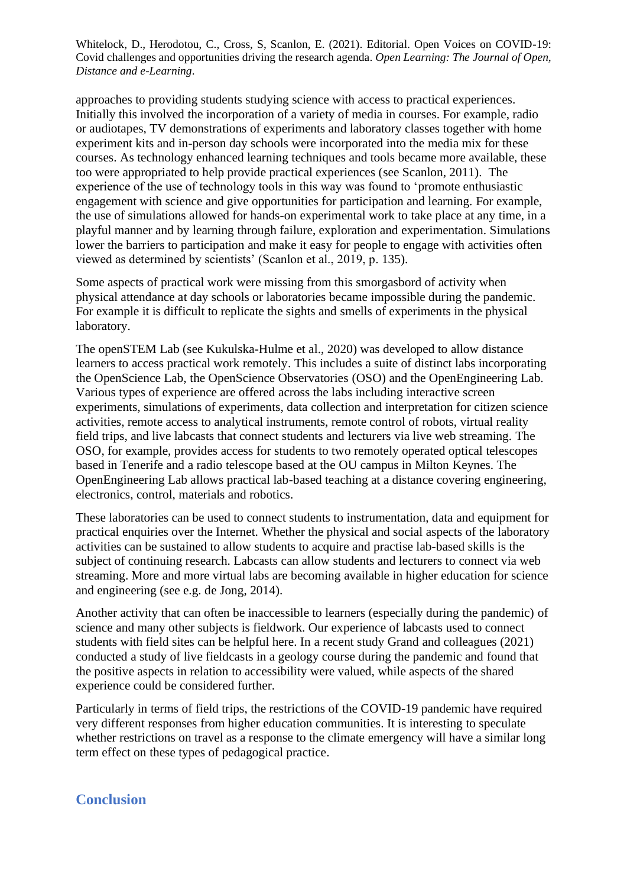approaches to providing students studying science with access to practical experiences. Initially this involved the incorporation of a variety of media in courses. For example, radio or audiotapes, TV demonstrations of experiments and laboratory classes together with home experiment kits and in-person day schools were incorporated into the media mix for these courses. As technology enhanced learning techniques and tools became more available, these too were appropriated to help provide practical experiences (see Scanlon, 2011). The experience of the use of technology tools in this way was found to 'promote enthusiastic engagement with science and give opportunities for participation and learning. For example, the use of simulations allowed for hands-on experimental work to take place at any time, in a playful manner and by learning through failure, exploration and experimentation. Simulations lower the barriers to participation and make it easy for people to engage with activities often viewed as determined by scientists' (Scanlon et al., 2019, p. 135).

Some aspects of practical work were missing from this smorgasbord of activity when physical attendance at day schools or laboratories became impossible during the pandemic. For example it is difficult to replicate the sights and smells of experiments in the physical laboratory.

The openSTEM Lab (see Kukulska-Hulme et al., 2020) was developed to allow distance learners to access practical work remotely. This includes a suite of distinct labs incorporating the OpenScience Lab, the OpenScience Observatories (OSO) and the OpenEngineering Lab. Various types of experience are offered across the labs including interactive screen experiments, simulations of experiments, data collection and interpretation for citizen science activities, remote access to analytical instruments, remote control of robots, virtual reality field trips, and live labcasts that connect students and lecturers via live web streaming. The OSO, for example, provides access for students to two remotely operated optical telescopes based in Tenerife and a radio telescope based at the OU campus in Milton Keynes. The OpenEngineering Lab allows practical lab-based teaching at a distance covering engineering, electronics, control, materials and robotics.

These laboratories can be used to connect students to instrumentation, data and equipment for practical enquiries over the Internet. Whether the physical and social aspects of the laboratory activities can be sustained to allow students to acquire and practise lab-based skills is the subject of continuing research. Labcasts can allow students and lecturers to connect via web streaming. More and more virtual labs are becoming available in higher education for science and engineering (see e.g. de Jong, 2014).

Another activity that can often be inaccessible to learners (especially during the pandemic) of science and many other subjects is fieldwork. Our experience of labcasts used to connect students with field sites can be helpful here. In a recent study Grand and colleagues (2021) conducted a study of live fieldcasts in a geology course during the pandemic and found that the positive aspects in relation to accessibility were valued, while aspects of the shared experience could be considered further.

Particularly in terms of field trips, the restrictions of the COVID-19 pandemic have required very different responses from higher education communities. It is interesting to speculate whether restrictions on travel as a response to the climate emergency will have a similar long term effect on these types of pedagogical practice.

## Conclusion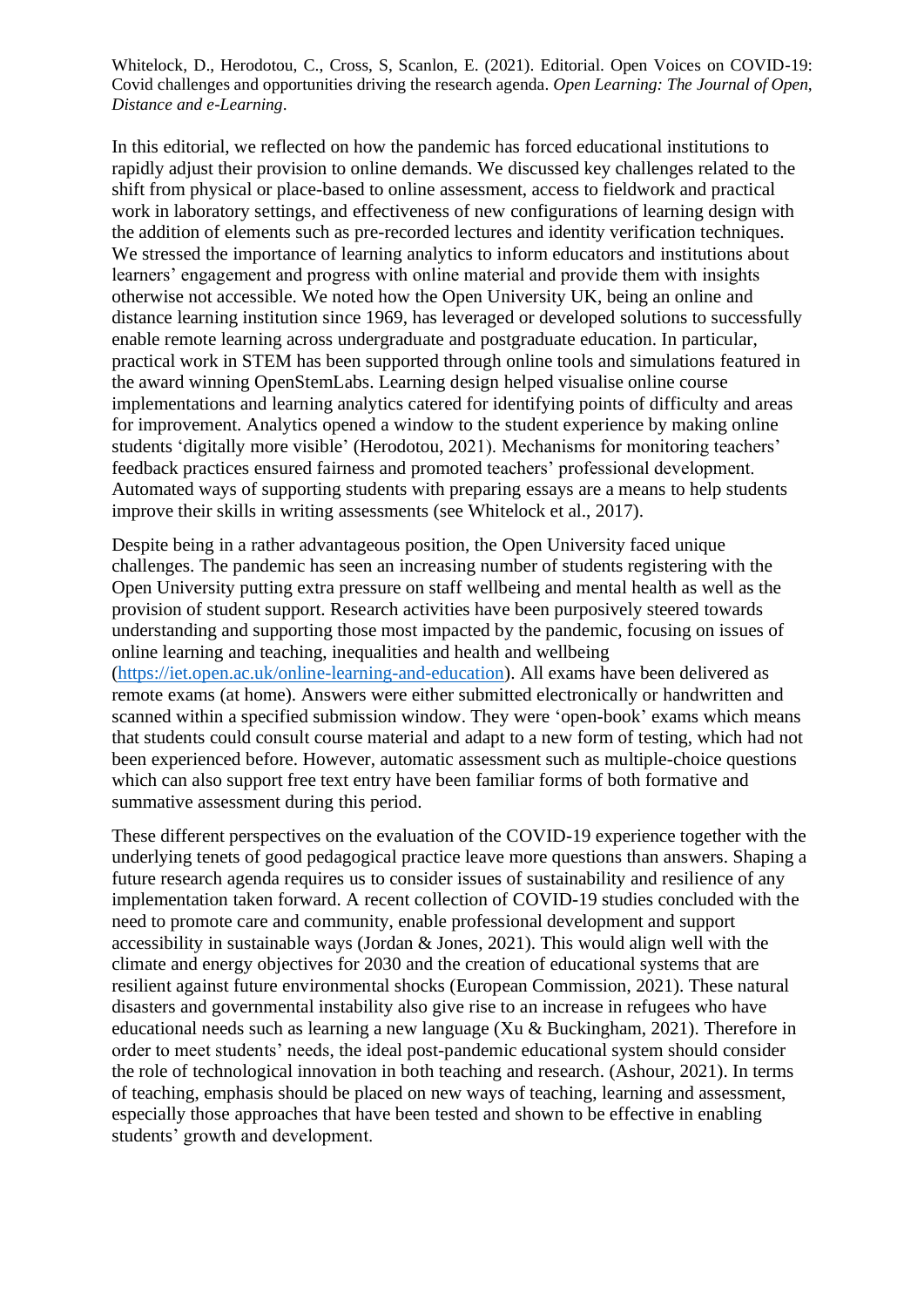Whitelock, D., Herodotou, C., Cross, S, Scanlon, E. (2021). Editorial. Open Voices on COVID-19: Covid challenges and opportunities driving the research agenda. *Open Learning: The Journal of Open, Distance and e-Learning*.

In this editorial, we reflected on how the pandemic has forced educational institutions to rapidly adjust their provision to online demands. We discussed key challenges related to the shift from physical or place-based to online assessment, access to fieldwork and practical work in laboratory settings, and effectiveness of new configurations of learning design with the addition of elements such as pre-recorded lectures and identity verification techniques. We stressed the importance of learning analytics to inform educators and institutions about learners' engagement and progress with online material and provide them with insights otherwise not accessible. We noted how the Open University UK, being an online and distance learning institution since 1969, has leveraged or developed solutions to successfully enable remote learning across undergraduate and postgraduate education. In particular, practical work in STEM has been supported through online tools and simulations featured in the award winning OpenStemLabs. Learning design helped visualise online course implementations and learning analytics catered for identifying points of difficulty and areas for improvement. Analytics opened a window to the student experience by making online students 'digitally more visible' (Herodotou, 2021). Mechanisms for monitoring teachers' feedback practices ensured fairness and promoted teachers' professional development. Automated ways of supporting students with preparing essays are a means to help students improve their skills in writing assessments (see Whitelock et al., 2017).

Despite being in a rather advantageous position, the Open University faced unique challenges. The pandemic has seen an increasing number of students registering with the Open University putting extra pressure on staff wellbeing and mental health as well as the provision of student support. Research activities have been purposively steered towards understanding and supporting those most impacted by the pandemic, focusing on issues of online learning and teaching, inequalities and health and wellbeing (https://iet.open.ac.uk/online-learning-and-education). All exams have been delivered as remote exams (at home). Answers were either submitted electronically or handwritten and scanned within a specified submission window. They were 'open-book' exams which means that students could consult course material and adapt to a new form of testing, which had not been experienced before. However, automatic assessment such as multiple-choice questions which can also support free text entry have been familiar forms of both formative and summative assessment during this period.

These different perspectives on the evaluation of the COVID-19 experience together with the underlying tenets of good pedagogical practice leave more questions than answers. Shaping a future research agenda requires us to consider issues of sustainability and resilience of any implementation taken forward. A recent collection of COVID-19 studies concluded with the need to promote care and community, enable professional development and support accessibility in sustainable ways (Jordan & Jones, 2021). This would align well with the climate and energy objectives for 2030 and the creation of educational systems that are resilient against future environmental shocks (European Commission, 2021). These natural disasters and governmental instability also give rise to an increase in refugees who have educational needs such as learning a new language (Xu & Buckingham, 2021). Therefore in order to meet students' needs, the ideal post-pandemic educational system should consider the role of technological innovation in both teaching and research. (Ashour, 2021). In terms of teaching, emphasis should be placed on new ways of teaching, learning and assessment, especially those approaches that have been tested and shown to be effective in enabling students' growth and development.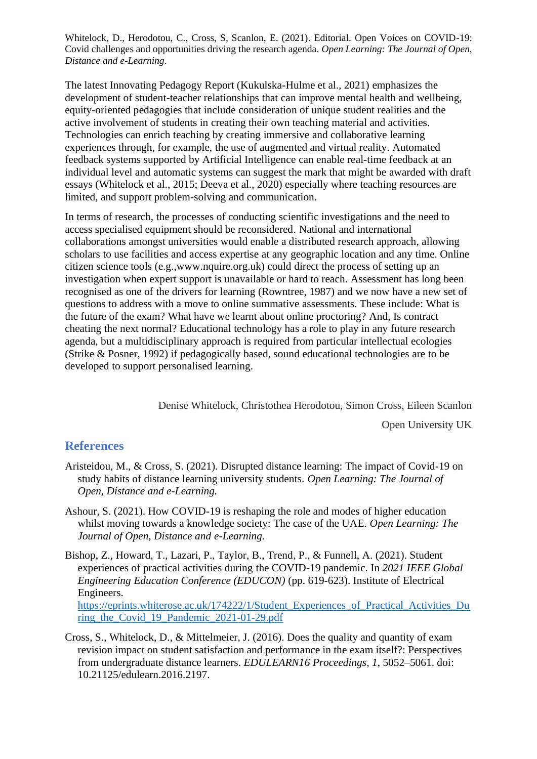Whitelock, D., Herodotou, C., Cross, S, Scanlon, E. (2021). Editorial. Open Voices on COVID-19: Covid challenges and opportunities driving the research agenda. *Open Learning: The Journal of Open, Distance and e-Learning*.

The latest Innovating Pedagogy Report (Kukulska-Hulme et al., 2021) emphasizes the development of student-teacher relationships that can improve mental health and wellbeing, equity-oriented pedagogies that include consideration of unique student realities and the active involvement of students in creating their own teaching material and activities. Technologies can enrich teaching by creating immersive and collaborative learning experiences through, for example, the use of augmented and virtual reality. Automated feedback systems supported by Artificial Intelligence can enable real-time feedback at an individual level and automatic systems can suggest the mark that might be awarded with draft essays (Whitelock et al., 2015; Deeva et al., 2020) especially where teaching resources are limited, and support problem-solving and communication.

In terms of research, the processes of conducting scientific investigations and the need to access specialised equipment should be reconsidered. National and international collaborations amongst universities would enable a distributed research approach, allowing scholars to use facilities and access expertise at any geographic location and any time. Online citizen science tools (e.g.,www.nquire.org.uk) could direct the process of setting up an investigation when expert support is unavailable or hard to reach. Assessment has long been recognised as one of the drivers for learning (Rowntree, 1987) and we now have a new set of questions to address with a move to online summative assessments. These include: What is the future of the exam? What have we learnt about online proctoring? And, Is contract cheating the next normal? Educational technology has a role to play in any future research agenda, but a multidisciplinary approach is required from particular intellectual ecologies (Strike & Posner, 1992) if pedagogically based, sound educational technologies are to be developed to support personalised learning.

Denise Whitelock, Christothea Herodotou, Simon Cross, Eileen Scanlon

Open University UK

## References

Aristeidou, M., & Cross, S. (2021). Disrupted distance learning: The impact of Covid-19 on study habits of distance learning university students. *Open Learning: The Journal of Open, Distance and e-Learning.*

Ashour, S. (2021). How COVID-19 is reshaping the role and modes of higher education whilst moving towards a knowledge society: The case of the UAE. *Open Learning: The Journal of Open, Distance and e-Learning.*

Bishop, Z., Howard, T., Lazari, P., Taylor, B., Trend, P., & Funnell, A. (2021). Student experiences of practical activities during the COVID-19 pandemic. In *2021 IEEE Global Engineering Education Conference (EDUCON)* (pp. 619-623). Institute of Electrical Engineers. https://eprints.whiterose.ac.uk/174222/1/Student_Experiences_of_Practical_Activities_During_the_Covid_19_Pandemic_2021-01-29.pdf

Cross, S., Whitelock, D., & Mittelmeier, J. (2016). Does the quality and quantity of exam revision impact on student satisfaction and performance in the exam itself?: Perspectives from undergraduate distance learners. *EDULEARN16 Proceedings*, *1*, 5052–5061. doi: 10.21125/edulearn.2016.2197.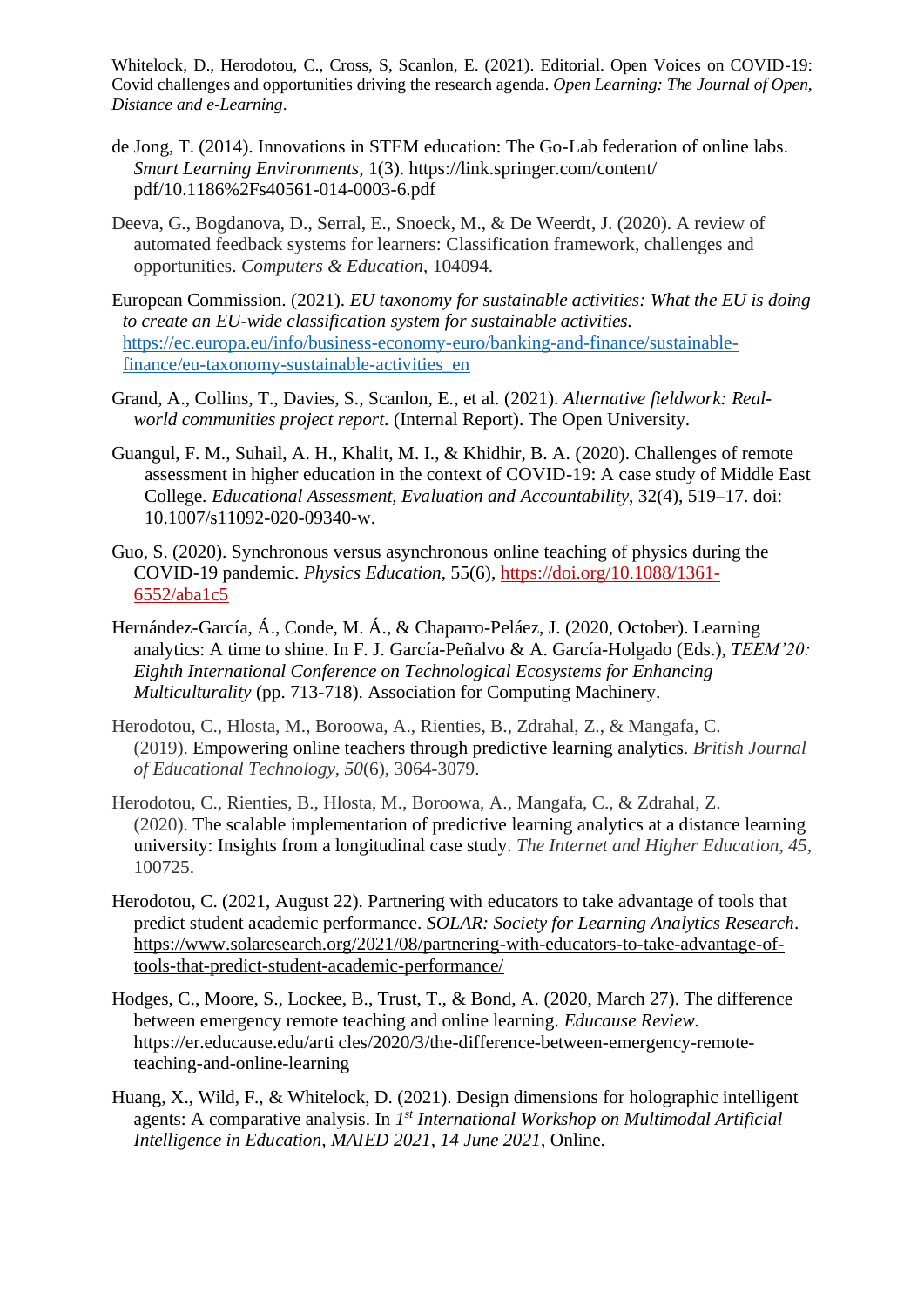Whitelock, D., Herodotou, C., Cross, S, Scanlon, E. (2021). Editorial. Open Voices on COVID-19: Covid challenges and opportunities driving the research agenda. *Open Learning: The Journal of Open, Distance and e-Learning*.

de Jong, T. (2014). Innovations in STEM education: The Go-Lab federation of online labs. *Smart Learning Environments*, 1(3). https://link.springer.com/content/pdf/10.1186%2Fs40561-014-0003-6.pdf

Deeva, G., Bogdanova, D., Serral, E., Snoeck, M., & De Weerdt, J. (2020). A review of automated feedback systems for learners: Classification framework, challenges and opportunities. *Computers & Education*, 104094.

European Commission. (2021). *EU taxonomy for sustainable activities: What the EU is doing to create an EU-wide classification system for sustainable activities.* https://ec.europa.eu/info/business-economy-euro/banking-and-finance/sustainable-finance/eu-taxonomy-sustainable-activities_en

Grand, A., Collins, T., Davies, S., Scanlon, E., et al. (2021). *Alternative fieldwork: Real-world communities project report*. (Internal Report). The Open University.

Guangul, F. M., Suhail, A. H., Khalit, M. I., & Khidhir, B. A. (2020). Challenges of remote assessment in higher education in the context of COVID-19: A case study of Middle East College. *Educational Assessment, Evaluation and Accountability*, 32(4), 519–17. doi: 10.1007/s11092-020-09340-w.

Guo, S. (2020). Synchronous versus asynchronous online teaching of physics during the COVID-19 pandemic. *Physics Education*, 55(6), https://doi.org/10.1088/1361-6552/aba1c5

Hernández-García, Á., Conde, M. Á., & Chaparro-Peláez, J. (2020, October). Learning analytics: A time to shine. In F. J. García-Peñalvo & A. García-Holgado (Eds.), *TEEM'20: Eighth International Conference on Technological Ecosystems for Enhancing Multiculturality* (pp. 713-718). Association for Computing Machinery.

Herodotou, C., Hlosta, M., Boroowa, A., Rienties, B., Zdrahal, Z., & Mangafa, C. (2019). Empowering online teachers through predictive learning analytics. *British Journal of Educational Technology*, *50*(6), 3064-3079.

Herodotou, C., Rienties, B., Hlosta, M., Boroowa, A., Mangafa, C., & Zdrahal, Z. (2020). The scalable implementation of predictive learning analytics at a distance learning university: Insights from a longitudinal case study. *The Internet and Higher Education*, *45*, 100725.

Herodotou, C. (2021, August 22). Partnering with educators to take advantage of tools that predict student academic performance. *SOLAR: Society for Learning Analytics Research*. https://www.solaresearch.org/2021/08/partnering-with-educators-to-take-advantage-of-tools-that-predict-student-academic-performance/

Hodges, C., Moore, S., Lockee, B., Trust, T., & Bond, A. (2020, March 27). The difference between emergency remote teaching and online learning. *Educause Review.* https://er.educause.edu/arti cles/2020/3/the-difference-between-emergency-remote-teaching-and-online-learning

Huang, X., Wild, F., & Whitelock, D. (2021). Design dimensions for holographic intelligent agents: A comparative analysis. In *1st International Workshop on Multimodal Artificial Intelligence in Education, MAIED 2021, 14 June 2021*, Online.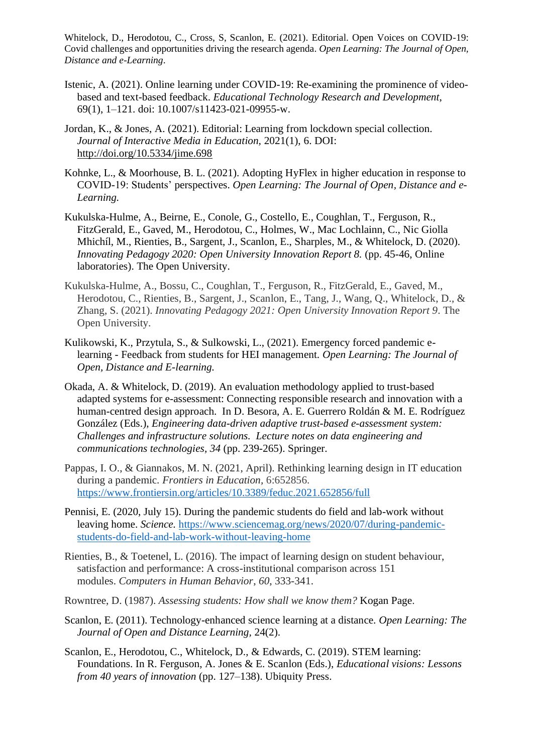Whitelock, D., Herodotou, C., Cross, S, Scanlon, E. (2021). Editorial. Open Voices on COVID-19: Covid challenges and opportunities driving the research agenda. *Open Learning: The Journal of Open, Distance and e-Learning*.

Istenic, A. (2021). Online learning under COVID-19: Re-examining the prominence of video-based and text-based feedback. *Educational Technology Research and Development*, 69(1), 1–121. doi: 10.1007/s11423-021-09955-w.

Jordan, K., & Jones, A. (2021). Editorial: Learning from lockdown special collection. *Journal of Interactive Media in Education*, 2021(1), 6. DOI: http://doi.org/10.5334/jime.698

Kohnke, L., & Moorhouse, B. L. (2021). Adopting HyFlex in higher education in response to COVID-19: Students' perspectives. *Open Learning: The Journal of Open, Distance and e-Learning.*

Kukulska-Hulme, A., Beirne, E., Conole, G., Costello, E., Coughlan, T., Ferguson, R., FitzGerald, E., Gaved, M., Herodotou, C., Holmes, W., Mac Lochlainn, C., Nic Giolla Mhichíl, M., Rienties, B., Sargent, J., Scanlon, E., Sharples, M., & Whitelock, D. (2020). *Innovating Pedagogy 2020: Open University Innovation Report 8.* (pp. 45-46, Online laboratories). The Open University.

Kukulska-Hulme, A., Bossu, C., Coughlan, T., Ferguson, R., FitzGerald, E., Gaved, M., Herodotou, C., Rienties, B., Sargent, J., Scanlon, E., Tang, J., Wang, Q., Whitelock, D., & Zhang, S. (2021). *Innovating Pedagogy 2021: Open University Innovation Report 9*. The Open University.

Kulikowski, K., Przytula, S., & Sulkowski, L., (2021). Emergency forced pandemic e-learning - Feedback from students for HEI management. *Open Learning: The Journal of Open, Distance and E-learning.*

Okada, A. & Whitelock, D. (2019). An evaluation methodology applied to trust-based adapted systems for e-assessment: Connecting responsible research and innovation with a human-centred design approach. In D. Besora, A. E. Guerrero Roldán & M. E. Rodríguez González (Eds.), *Engineering data-driven adaptive trust-based e-assessment system: Challenges and infrastructure solutions. Lecture notes on data engineering and communications technologies, 34* (pp. 239-265). Springer.

Pappas, I. O., & Giannakos, M. N. (2021, April). Rethinking learning design in IT education during a pandemic. *Frontiers in Education*, 6:652856. https://www.frontiersin.org/articles/10.3389/feduc.2021.652856/full

Pennisi, E. (2020, July 15). During the pandemic students do field and lab-work without leaving home. *Science.* https://www.sciencemag.org/news/2020/07/during-pandemic-students-do-field-and-lab-work-without-leaving-home

Rienties, B., & Toetenel, L. (2016). The impact of learning design on student behaviour, satisfaction and performance: A cross-institutional comparison across 151 modules. *Computers in Human Behavior*, *60*, 333-341.

Rowntree, D. (1987). *Assessing students: How shall we know them?* Kogan Page.

Scanlon, E. (2011). Technology-enhanced science learning at a distance. *Open Learning: The Journal of Open and Distance Learning,* 24(2).

Scanlon, E., Herodotou, C., Whitelock, D., & Edwards, C. (2019). STEM learning: Foundations. In R. Ferguson, A. Jones & E. Scanlon (Eds.), *Educational visions: Lessons from 40 years of innovation* (pp. 127–138). Ubiquity Press.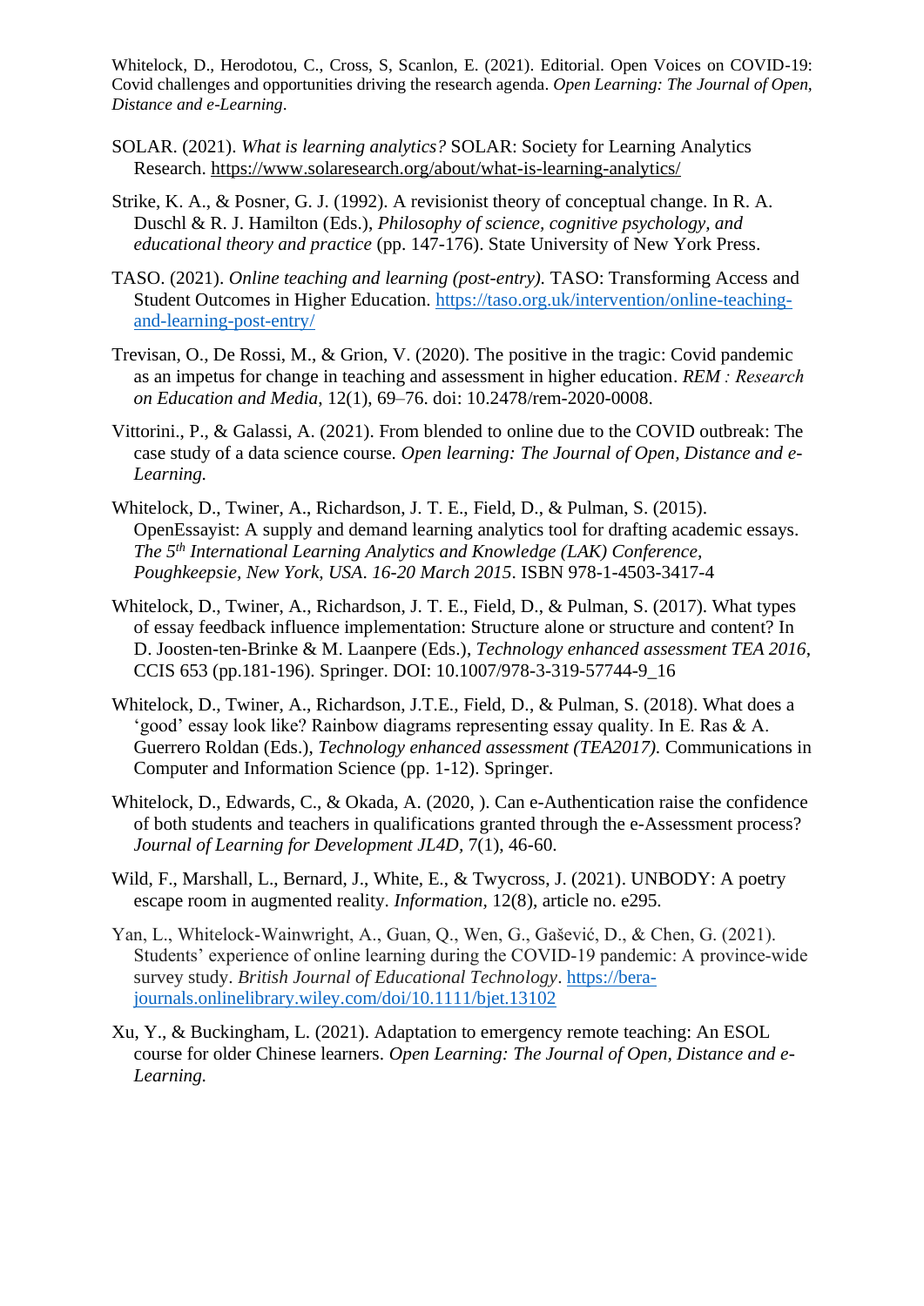Whitelock, D., Herodotou, C., Cross, S, Scanlon, E. (2021). Editorial. Open Voices on COVID-19: Covid challenges and opportunities driving the research agenda. *Open Learning: The Journal of Open, Distance and e-Learning*.

SOLAR. (2021). *What is learning analytics?* SOLAR: Society for Learning Analytics Research. https://www.solaresearch.org/about/what-is-learning-analytics/

Strike, K. A., & Posner, G. J. (1992). A revisionist theory of conceptual change. In R. A. Duschl & R. J. Hamilton (Eds.), *Philosophy of science, cognitive psychology, and educational theory and practice* (pp. 147-176). State University of New York Press.

TASO. (2021). *Online teaching and learning (post-entry).* TASO: Transforming Access and Student Outcomes in Higher Education. https://taso.org.uk/intervention/online-teaching-and-learning-post-entry/

Trevisan, O., De Rossi, M., & Grion, V. (2020). The positive in the tragic: Covid pandemic as an impetus for change in teaching and assessment in higher education. *REM : Research on Education and Media*, 12(1), 69–76. doi: 10.2478/rem-2020-0008.

Vittorini., P., & Galassi, A. (2021). From blended to online due to the COVID outbreak: The case study of a data science course. *Open learning: The Journal of Open, Distance and e-Learning.*

Whitelock, D., Twiner, A., Richardson, J. T. E., Field, D., & Pulman, S. (2015). OpenEssayist: A supply and demand learning analytics tool for drafting academic essays. *The 5th International Learning Analytics and Knowledge (LAK) Conference, Poughkeepsie, New York, USA. 16-20 March 2015*. ISBN 978-1-4503-3417-4

Whitelock, D., Twiner, A., Richardson, J. T. E., Field, D., & Pulman, S. (2017). What types of essay feedback influence implementation: Structure alone or structure and content? In D. Joosten-ten-Brinke & M. Laanpere (Eds.), *Technology enhanced assessment TEA 2016*, CCIS 653 (pp.181-196). Springer. DOI: 10.1007/978-3-319-57744-9_16

Whitelock, D., Twiner, A., Richardson, J.T.E., Field, D., & Pulman, S. (2018). What does a 'good' essay look like? Rainbow diagrams representing essay quality. In E. Ras & A. Guerrero Roldan (Eds.), *Technology enhanced assessment (TEA2017).* Communications in Computer and Information Science (pp. 1-12). Springer.

Whitelock, D., Edwards, C., & Okada, A. (2020, ). Can e-Authentication raise the confidence of both students and teachers in qualifications granted through the e-Assessment process? *Journal of Learning for Development JL4D*, 7(1), 46-60.

Wild, F., Marshall, L., Bernard, J., White, E., & Twycross, J. (2021). UNBODY: A poetry escape room in augmented reality. *Information*, 12(8), article no. e295.

Yan, L., Whitelock-Wainwright, A., Guan, Q., Wen, G., Gašević, D., & Chen, G. (2021). Students' experience of online learning during the COVID-19 pandemic: A province-wide survey study. *British Journal of Educational Technology*. https://bera-journals.onlinelibrary.wiley.com/doi/10.1111/bjet.13102

Xu, Y., & Buckingham, L. (2021). Adaptation to emergency remote teaching: An ESOL course for older Chinese learners. *Open Learning: The Journal of Open, Distance and e-Learning.*